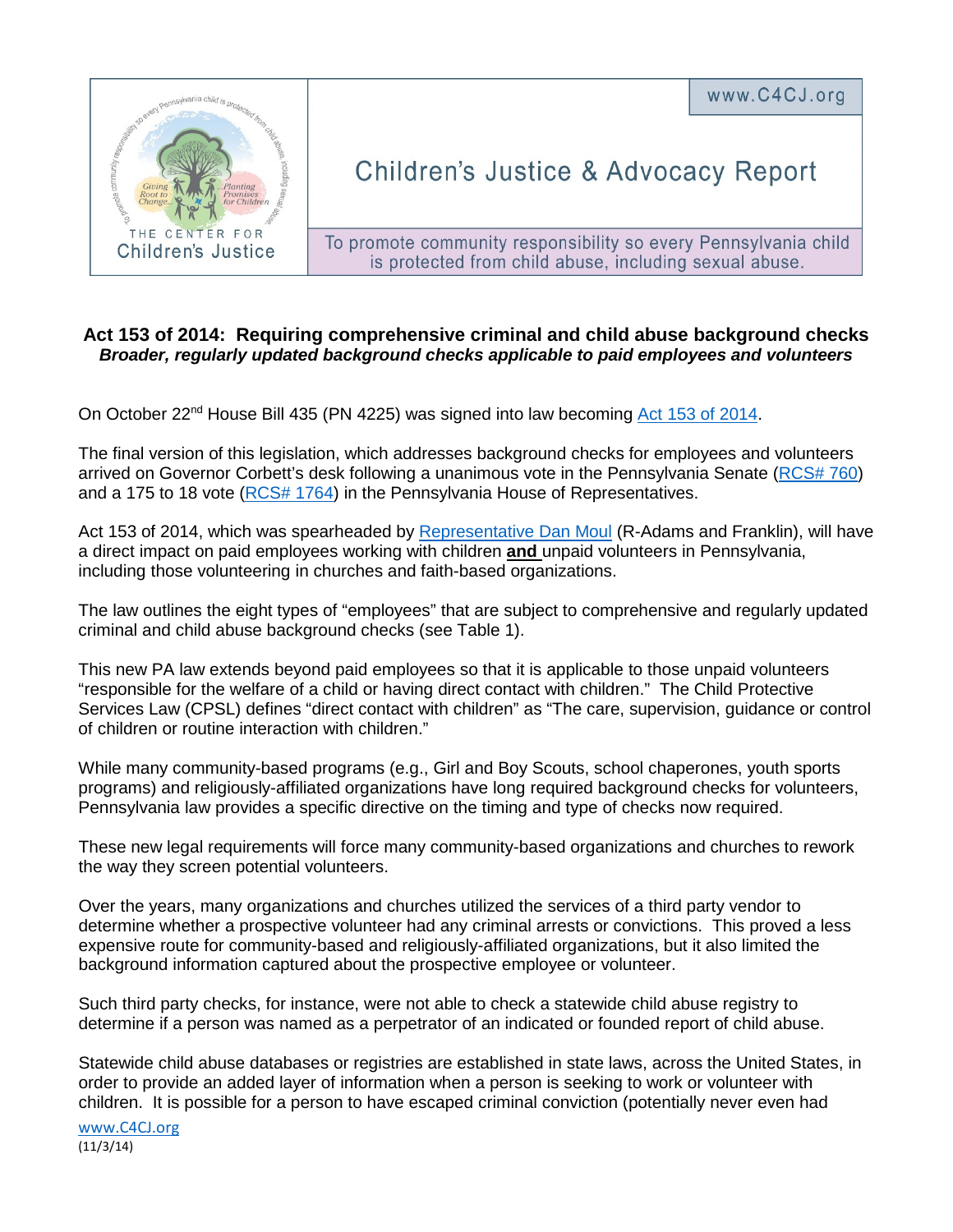www.C4CJ.org

THE CENTER FOR Children's Justice

# Children's Justice & Advocacy Report

To promote community responsibility so every Pennsylvania child is protected from child abuse, including sexual abuse.

## Act 153 of 2014: Requiring comprehensive criminal and child abuse background checks

***Broader, regularly updated background checks applicable to paid employees and volunteers***

On October 22nd House Bill 435 (PN 4225) was signed into law becoming Act 153 of 2014.

The final version of this legislation, which addresses background checks for employees and volunteers arrived on Governor Corbett's desk following a unanimous vote in the Pennsylvania Senate (RCS# 760) and a 175 to 18 vote (RCS# 1764) in the Pennsylvania House of Representatives.

Act 153 of 2014, which was spearheaded by Representative Dan Moul (R-Adams and Franklin), will have a direct impact on paid employees working with children **and** unpaid volunteers in Pennsylvania, including those volunteering in churches and faith-based organizations.

The law outlines the eight types of "employees" that are subject to comprehensive and regularly updated criminal and child abuse background checks (see Table 1).

This new PA law extends beyond paid employees so that it is applicable to those unpaid volunteers "responsible for the welfare of a child or having direct contact with children." The Child Protective Services Law (CPSL) defines "direct contact with children" as "The care, supervision, guidance or control of children or routine interaction with children."

While many community-based programs (e.g., Girl and Boy Scouts, school chaperones, youth sports programs) and religiously-affiliated organizations have long required background checks for volunteers, Pennsylvania law provides a specific directive on the timing and type of checks now required.

These new legal requirements will force many community-based organizations and churches to rework the way they screen potential volunteers.

Over the years, many organizations and churches utilized the services of a third party vendor to determine whether a prospective volunteer had any criminal arrests or convictions. This proved a less expensive route for community-based and religiously-affiliated organizations, but it also limited the background information captured about the prospective employee or volunteer.

Such third party checks, for instance, were not able to check a statewide child abuse registry to determine if a person was named as a perpetrator of an indicated or founded report of child abuse.

Statewide child abuse databases or registries are established in state laws, across the United States, in order to provide an added layer of information when a person is seeking to work or volunteer with children. It is possible for a person to have escaped criminal conviction (potentially never even had

www.C4CJ.org
(11/3/14)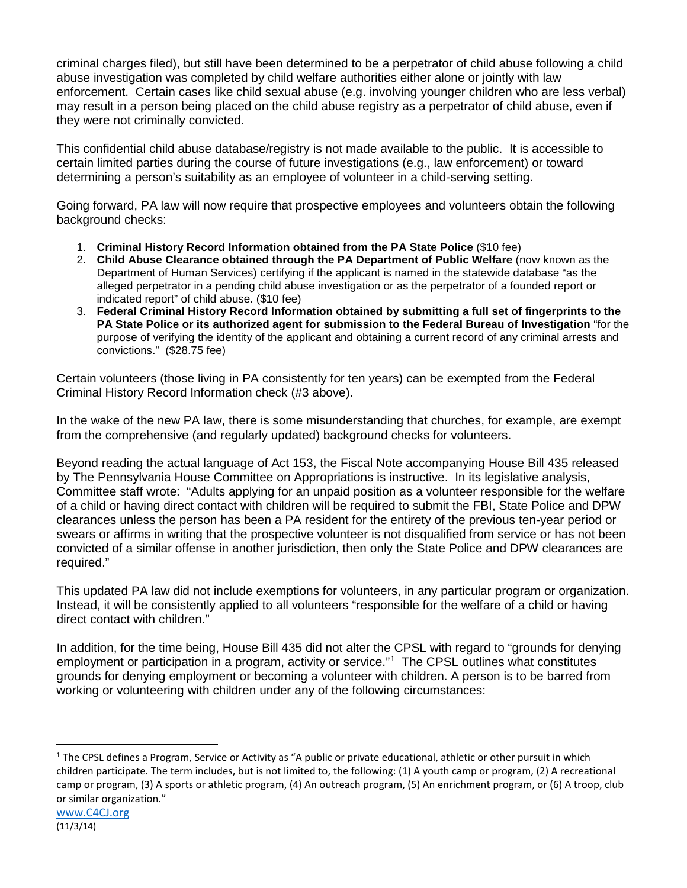criminal charges filed), but still have been determined to be a perpetrator of child abuse following a child abuse investigation was completed by child welfare authorities either alone or jointly with law enforcement. Certain cases like child sexual abuse (e.g. involving younger children who are less verbal) may result in a person being placed on the child abuse registry as a perpetrator of child abuse, even if they were not criminally convicted.

This confidential child abuse database/registry is not made available to the public. It is accessible to certain limited parties during the course of future investigations (e.g., law enforcement) or toward determining a person's suitability as an employee of volunteer in a child-serving setting.

Going forward, PA law will now require that prospective employees and volunteers obtain the following background checks:

1. **Criminal History Record Information obtained from the PA State Police** ($10 fee)
2. **Child Abuse Clearance obtained through the PA Department of Public Welfare** (now known as the Department of Human Services) certifying if the applicant is named in the statewide database "as the alleged perpetrator in a pending child abuse investigation or as the perpetrator of a founded report or indicated report" of child abuse. ($10 fee)
3. **Federal Criminal History Record Information obtained by submitting a full set of fingerprints to the PA State Police or its authorized agent for submission to the Federal Bureau of Investigation** "for the purpose of verifying the identity of the applicant and obtaining a current record of any criminal arrests and convictions." ($28.75 fee)

Certain volunteers (those living in PA consistently for ten years) can be exempted from the Federal Criminal History Record Information check (#3 above).

In the wake of the new PA law, there is some misunderstanding that churches, for example, are exempt from the comprehensive (and regularly updated) background checks for volunteers.

Beyond reading the actual language of Act 153, the Fiscal Note accompanying House Bill 435 released by The Pennsylvania House Committee on Appropriations is instructive. In its legislative analysis, Committee staff wrote: "Adults applying for an unpaid position as a volunteer responsible for the welfare of a child or having direct contact with children will be required to submit the FBI, State Police and DPW clearances unless the person has been a PA resident for the entirety of the previous ten-year period or swears or affirms in writing that the prospective volunteer is not disqualified from service or has not been convicted of a similar offense in another jurisdiction, then only the State Police and DPW clearances are required."

This updated PA law did not include exemptions for volunteers, in any particular program or organization. Instead, it will be consistently applied to all volunteers "responsible for the welfare of a child or having direct contact with children."

In addition, for the time being, House Bill 435 did not alter the CPSL with regard to "grounds for denying employment or participation in a program, activity or service."[1] The CPSL outlines what constitutes grounds for denying employment or becoming a volunteer with children. A person is to be barred from working or volunteering with children under any of the following circumstances:

[1] The CPSL defines a Program, Service or Activity as "A public or private educational, athletic or other pursuit in which children participate. The term includes, but is not limited to, the following: (1) A youth camp or program, (2) A recreational camp or program, (3) A sports or athletic program, (4) An outreach program, (5) An enrichment program, or (6) A troop, club or similar organization."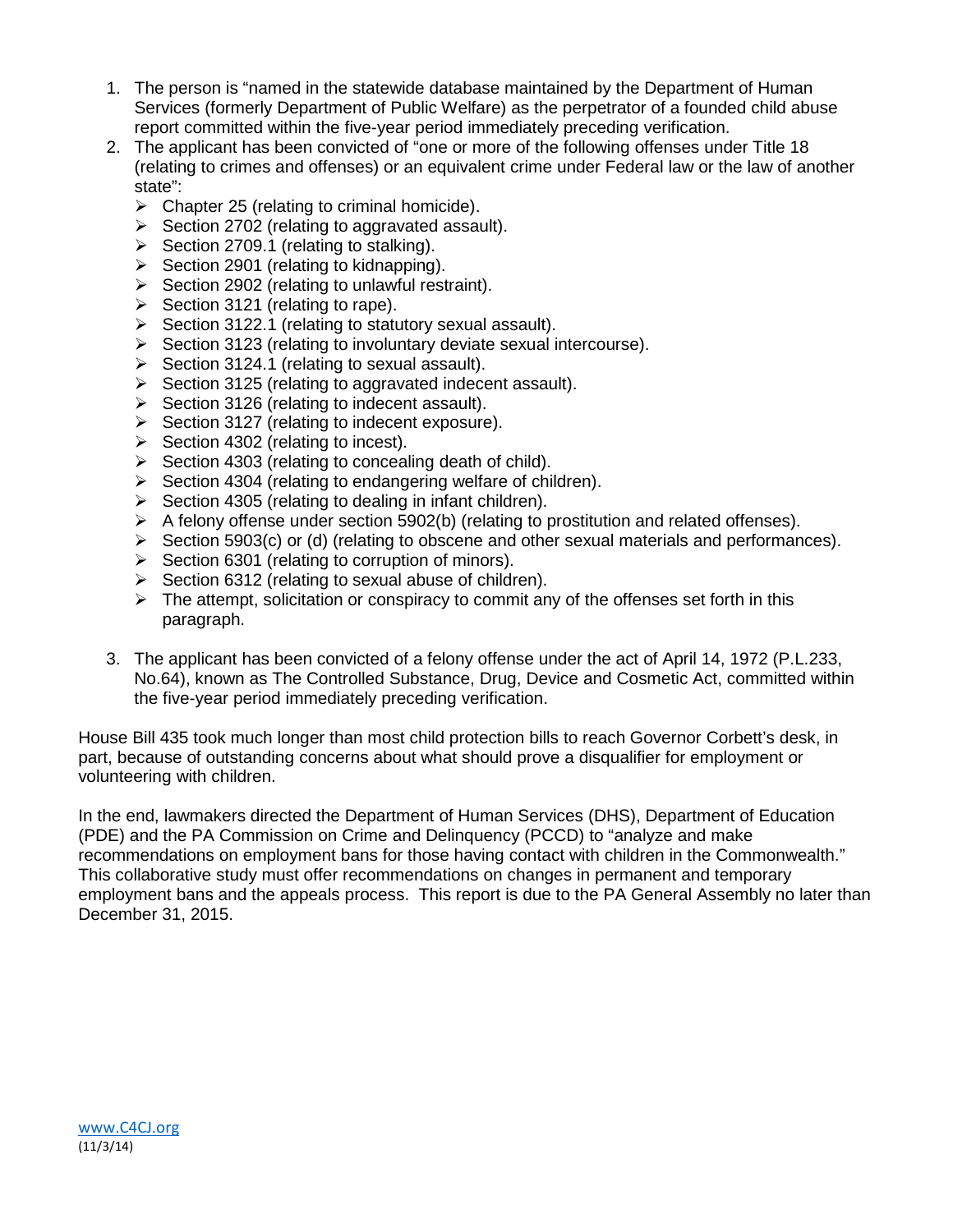1. The person is "named in the statewide database maintained by the Department of Human Services (formerly Department of Public Welfare) as the perpetrator of a founded child abuse report committed within the five-year period immediately preceding verification.
2. The applicant has been convicted of "one or more of the following offenses under Title 18 (relating to crimes and offenses) or an equivalent crime under Federal law or the law of another state":
   - Chapter 25 (relating to criminal homicide).
   - Section 2702 (relating to aggravated assault).
   - Section 2709.1 (relating to stalking).
   - Section 2901 (relating to kidnapping).
   - Section 2902 (relating to unlawful restraint).
   - Section 3121 (relating to rape).
   - Section 3122.1 (relating to statutory sexual assault).
   - Section 3123 (relating to involuntary deviate sexual intercourse).
   - Section 3124.1 (relating to sexual assault).
   - Section 3125 (relating to aggravated indecent assault).
   - Section 3126 (relating to indecent assault).
   - Section 3127 (relating to indecent exposure).
   - Section 4302 (relating to incest).
   - Section 4303 (relating to concealing death of child).
   - Section 4304 (relating to endangering welfare of children).
   - Section 4305 (relating to dealing in infant children).
   - A felony offense under section 5902(b) (relating to prostitution and related offenses).
   - Section 5903(c) or (d) (relating to obscene and other sexual materials and performances).
   - Section 6301 (relating to corruption of minors).
   - Section 6312 (relating to sexual abuse of children).
   - The attempt, solicitation or conspiracy to commit any of the offenses set forth in this paragraph.
3. The applicant has been convicted of a felony offense under the act of April 14, 1972 (P.L.233, No.64), known as The Controlled Substance, Drug, Device and Cosmetic Act, committed within the five-year period immediately preceding verification.

House Bill 435 took much longer than most child protection bills to reach Governor Corbett's desk, in part, because of outstanding concerns about what should prove a disqualifier for employment or volunteering with children.

In the end, lawmakers directed the Department of Human Services (DHS), Department of Education (PDE) and the PA Commission on Crime and Delinquency (PCCD) to "analyze and make recommendations on employment bans for those having contact with children in the Commonwealth." This collaborative study must offer recommendations on changes in permanent and temporary employment bans and the appeals process. This report is due to the PA General Assembly no later than December 31, 2015.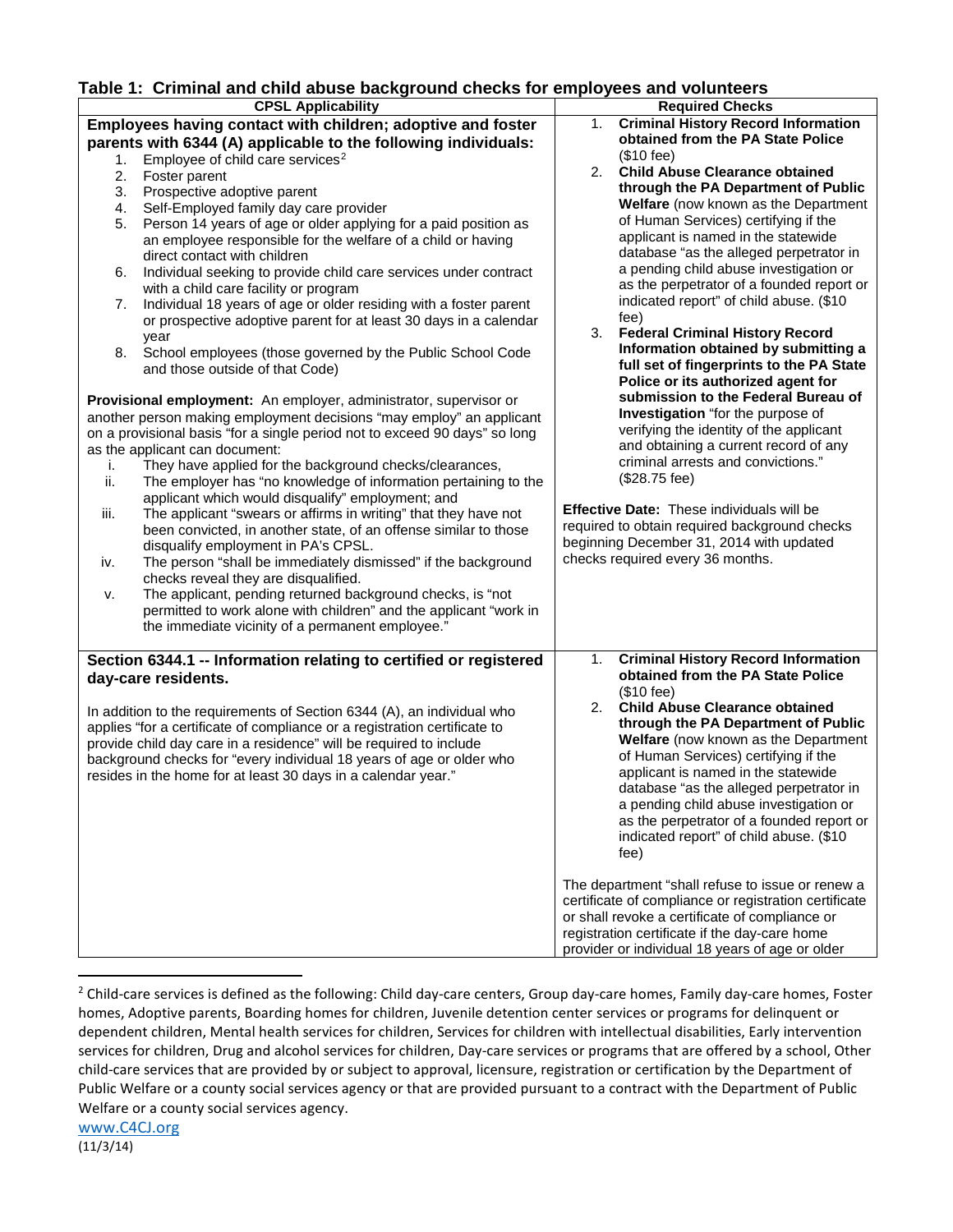## Table 1: Criminal and child abuse background checks for employees and volunteers

| CPSL Applicability | Required Checks |
|---|---|
| **Employees having contact with children; adoptive and foster parents with 6344 (A) applicable to the following individuals:**<br>1. Employee of child care services[2]<br>2. Foster parent<br>3. Prospective adoptive parent<br>4. Self-Employed family day care provider<br>5. Person 14 years of age or older applying for a paid position as an employee responsible for the welfare of a child or having direct contact with children<br>6. Individual seeking to provide child care services under contract with a child care facility or program<br>7. Individual 18 years of age or older residing with a foster parent or prospective adoptive parent for at least 30 days in a calendar year<br>8. School employees (those governed by the Public School Code and those outside of that Code)<br><br>**Provisional employment:** An employer, administrator, supervisor or another person making employment decisions "may employ" an applicant on a provisional basis "for a single period not to exceed 90 days" so long as the applicant can document:<br>i. They have applied for the background checks/clearances,<br>ii. The employer has "no knowledge of information pertaining to the applicant which would disqualify" employment; and<br>iii. The applicant "swears or affirms in writing" that they have not been convicted, in another state, of an offense similar to those disqualify employment in PA's CPSL.<br>iv. The person "shall be immediately dismissed" if the background checks reveal they are disqualified.<br>v. The applicant, pending returned background checks, is "not permitted to work alone with children" and the applicant "work in the immediate vicinity of a permanent employee." | 1. **Criminal History Record Information obtained from the PA State Police** ($10 fee)<br>2. **Child Abuse Clearance obtained through the PA Department of Public Welfare** (now known as the Department of Human Services) certifying if the applicant is named in the statewide database "as the alleged perpetrator in a pending child abuse investigation or as the perpetrator of a founded report or indicated report" of child abuse. ($10 fee)<br>3. **Federal Criminal History Record Information obtained by submitting a full set of fingerprints to the PA State Police or its authorized agent for submission to the Federal Bureau of Investigation** "for the purpose of verifying the identity of the applicant and obtaining a current record of any criminal arrests and convictions." ($28.75 fee)<br><br>**Effective Date:** These individuals will be required to obtain required background checks beginning December 31, 2014 with updated checks required every 36 months. |
| **Section 6344.1 -- Information relating to certified or registered day-care residents.**<br><br>In addition to the requirements of Section 6344 (A), an individual who applies "for a certificate of compliance or a registration certificate to provide child day care in a residence" will be required to include background checks for "every individual 18 years of age or older who resides in the home for at least 30 days in a calendar year." | 1. **Criminal History Record Information obtained from the PA State Police** ($10 fee)<br>2. **Child Abuse Clearance obtained through the PA Department of Public Welfare** (now known as the Department of Human Services) certifying if the applicant is named in the statewide database "as the alleged perpetrator in a pending child abuse investigation or as the perpetrator of a founded report or indicated report" of child abuse. ($10 fee)<br><br>The department "shall refuse to issue or renew a certificate of compliance or registration certificate or shall revoke a certificate of compliance or registration certificate if the day-care home provider or individual 18 years of age or older |

[2] Child-care services is defined as the following: Child day-care centers, Group day-care homes, Family day-care homes, Foster homes, Adoptive parents, Boarding homes for children, Juvenile detention center services or programs for delinquent or dependent children, Mental health services for children, Services for children with intellectual disabilities, Early intervention services for children, Drug and alcohol services for children, Day-care services or programs that are offered by a school, Other child-care services that are provided by or subject to approval, licensure, registration or certification by the Department of Public Welfare or a county social services agency or that are provided pursuant to a contract with the Department of Public Welfare or a county social services agency.

www.C4CJ.org

(11/3/14)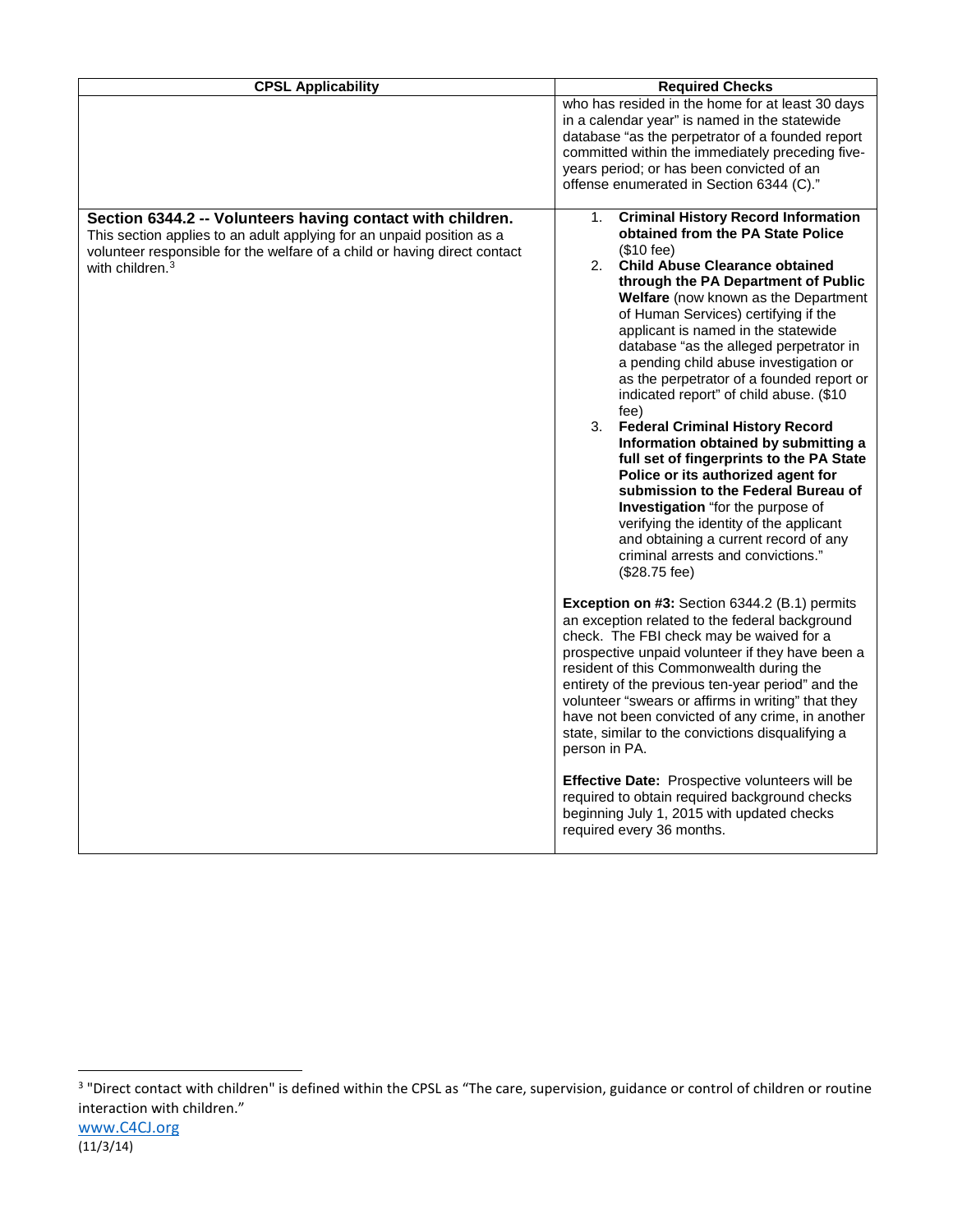| CPSL Applicability | Required Checks |
| --- | --- |
| | who has resided in the home for at least 30 days in a calendar year" is named in the statewide database "as the perpetrator of a founded report committed within the immediately preceding five-years period; or has been convicted of an offense enumerated in Section 6344 (C)." |
| **Section 6344.2 -- Volunteers having contact with children.** This section applies to an adult applying for an unpaid position as a volunteer responsible for the welfare of a child or having direct contact with children.[3] | 1. **Criminal History Record Information obtained from the PA State Police** ($10 fee)<br>2. **Child Abuse Clearance obtained through the PA Department of Public Welfare** (now known as the Department of Human Services) certifying if the applicant is named in the statewide database "as the alleged perpetrator in a pending child abuse investigation or as the perpetrator of a founded report or indicated report" of child abuse. ($10 fee)<br>3. **Federal Criminal History Record Information obtained by submitting a full set of fingerprints to the PA State Police or its authorized agent for submission to the Federal Bureau of Investigation** "for the purpose of verifying the identity of the applicant and obtaining a current record of any criminal arrests and convictions." ($28.75 fee)<br><br>**Exception on #3:** Section 6344.2 (B.1) permits an exception related to the federal background check. The FBI check may be waived for a prospective unpaid volunteer if they have been a resident of this Commonwealth during the entirety of the previous ten-year period" and the volunteer "swears or affirms in writing" that they have not been convicted of any crime, in another state, similar to the convictions disqualifying a person in PA.<br><br>**Effective Date:** Prospective volunteers will be required to obtain required background checks beginning July 1, 2015 with updated checks required every 36 months. |

[3] "Direct contact with children" is defined within the CPSL as "The care, supervision, guidance or control of children or routine interaction with children."

www.C4CJ.org
(11/3/14)